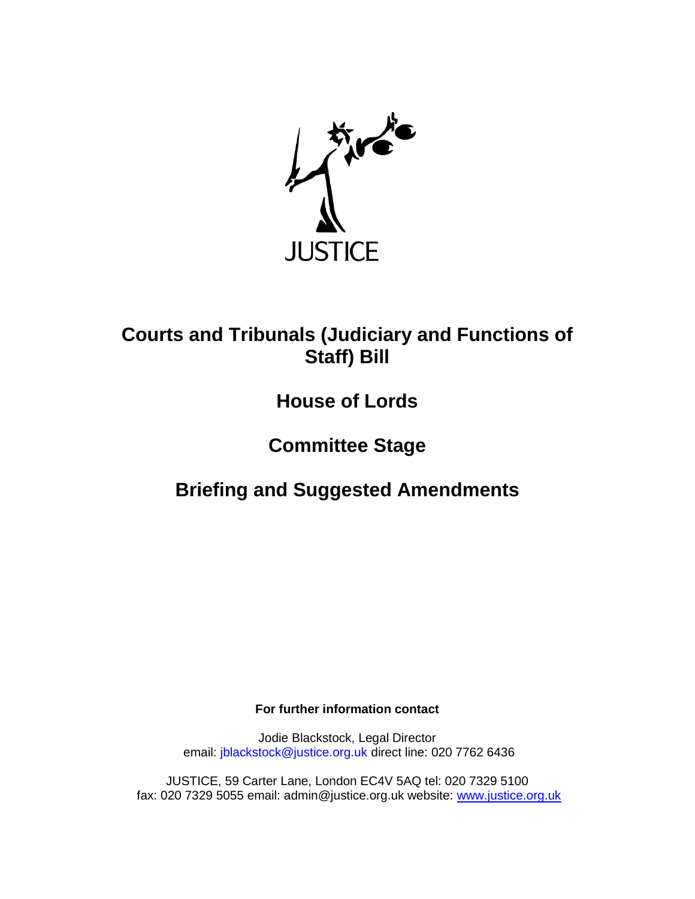JUSTICE

# Courts and Tribunals (Judiciary and Functions of Staff) Bill

## House of Lords

## Committee Stage

## Briefing and Suggested Amendments

**For further information contact**

Jodie Blackstock, Legal Director
email: jblackstock@justice.org.uk direct line: 020 7762 6436

JUSTICE, 59 Carter Lane, London EC4V 5AQ tel: 020 7329 5100
fax: 020 7329 5055 email: admin@justice.org.uk website: www.justice.org.uk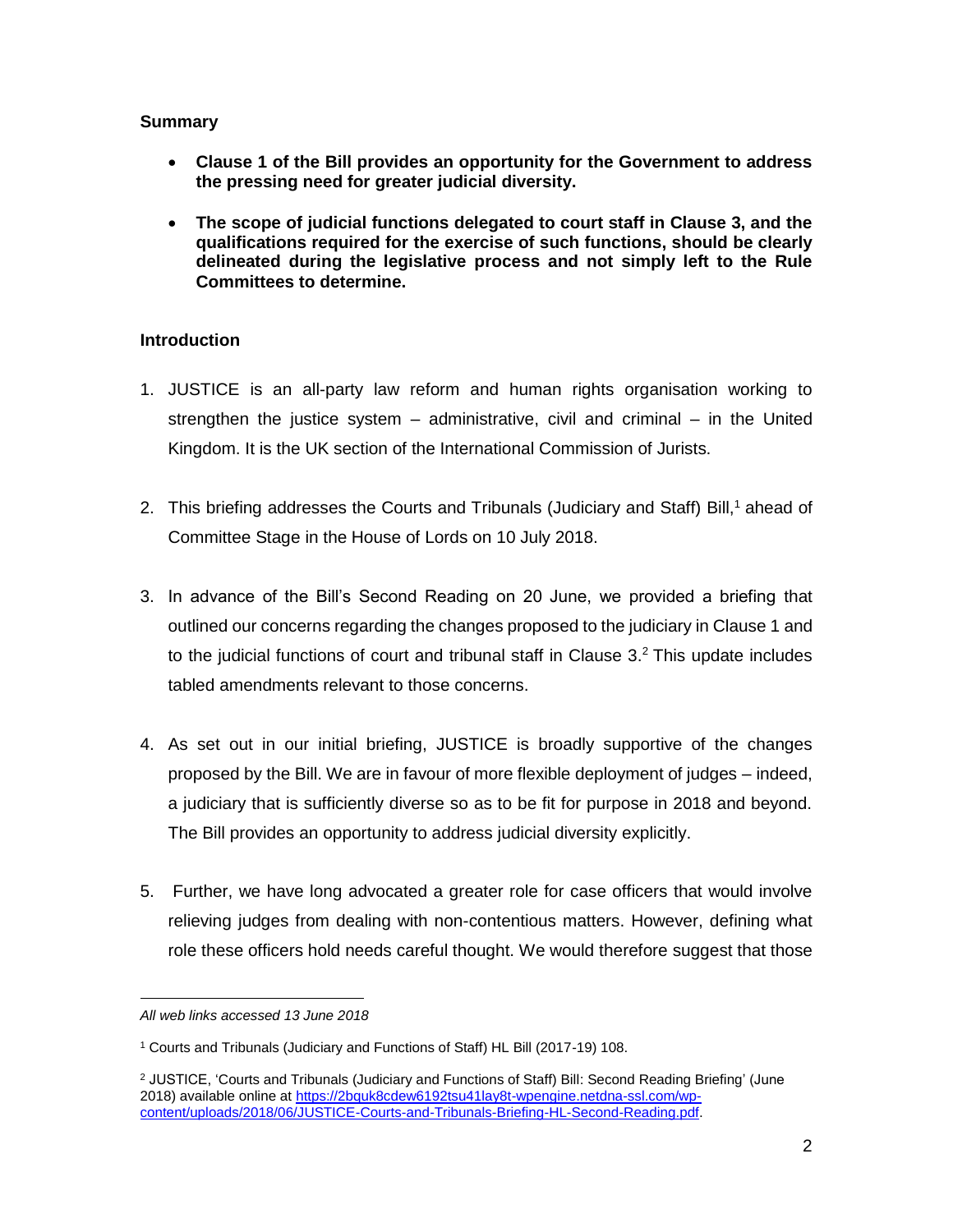**Summary**

- **Clause 1 of the Bill provides an opportunity for the Government to address the pressing need for greater judicial diversity.**
- **The scope of judicial functions delegated to court staff in Clause 3, and the qualifications required for the exercise of such functions, should be clearly delineated during the legislative process and not simply left to the Rule Committees to determine.**

**Introduction**

1. JUSTICE is an all-party law reform and human rights organisation working to strengthen the justice system – administrative, civil and criminal – in the United Kingdom. It is the UK section of the International Commission of Jurists.

2. This briefing addresses the Courts and Tribunals (Judiciary and Staff) Bill,[1] ahead of Committee Stage in the House of Lords on 10 July 2018.

3. In advance of the Bill's Second Reading on 20 June, we provided a briefing that outlined our concerns regarding the changes proposed to the judiciary in Clause 1 and to the judicial functions of court and tribunal staff in Clause 3.[2] This update includes tabled amendments relevant to those concerns.

4. As set out in our initial briefing, JUSTICE is broadly supportive of the changes proposed by the Bill. We are in favour of more flexible deployment of judges – indeed, a judiciary that is sufficiently diverse so as to be fit for purpose in 2018 and beyond. The Bill provides an opportunity to address judicial diversity explicitly.

5. Further, we have long advocated a greater role for case officers that would involve relieving judges from dealing with non-contentious matters. However, defining what role these officers hold needs careful thought. We would therefore suggest that those

---

*All web links accessed 13 June 2018*

[1] Courts and Tribunals (Judiciary and Functions of Staff) HL Bill (2017-19) 108.

[2] JUSTICE, 'Courts and Tribunals (Judiciary and Functions of Staff) Bill: Second Reading Briefing' (June 2018) available online at https://2bquk8cdew6192tsu41lay8t-wpengine.netdna-ssl.com/wp-content/uploads/2018/06/JUSTICE-Courts-and-Tribunals-Briefing-HL-Second-Reading.pdf.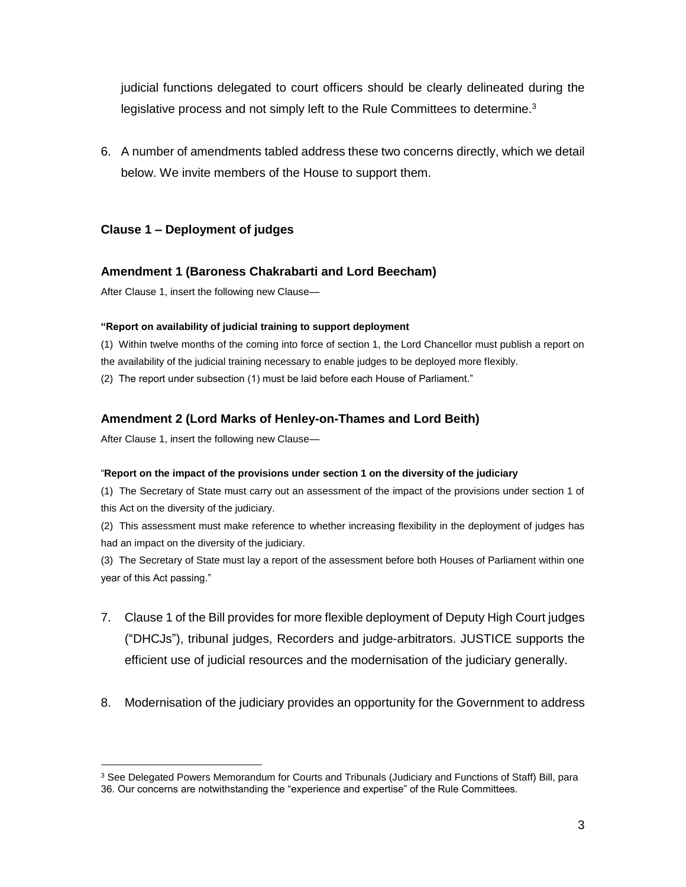judicial functions delegated to court officers should be clearly delineated during the legislative process and not simply left to the Rule Committees to determine.[3]

6. A number of amendments tabled address these two concerns directly, which we detail below. We invite members of the House to support them.

### Clause 1 – Deployment of judges

#### Amendment 1 (Baroness Chakrabarti and Lord Beecham)

After Clause 1, insert the following new Clause—

**"Report on availability of judicial training to support deployment**

(1) Within twelve months of the coming into force of section 1, the Lord Chancellor must publish a report on the availability of the judicial training necessary to enable judges to be deployed more flexibly.

(2) The report under subsection (1) must be laid before each House of Parliament."

#### Amendment 2 (Lord Marks of Henley-on-Thames and Lord Beith)

After Clause 1, insert the following new Clause—

"**Report on the impact of the provisions under section 1 on the diversity of the judiciary**

(1) The Secretary of State must carry out an assessment of the impact of the provisions under section 1 of this Act on the diversity of the judiciary.

(2) This assessment must make reference to whether increasing flexibility in the deployment of judges has had an impact on the diversity of the judiciary.

(3) The Secretary of State must lay a report of the assessment before both Houses of Parliament within one year of this Act passing."

7. Clause 1 of the Bill provides for more flexible deployment of Deputy High Court judges ("DHCJs"), tribunal judges, Recorders and judge-arbitrators. JUSTICE supports the efficient use of judicial resources and the modernisation of the judiciary generally.

8. Modernisation of the judiciary provides an opportunity for the Government to address

[3] See Delegated Powers Memorandum for Courts and Tribunals (Judiciary and Functions of Staff) Bill, para 36. Our concerns are notwithstanding the "experience and expertise" of the Rule Committees.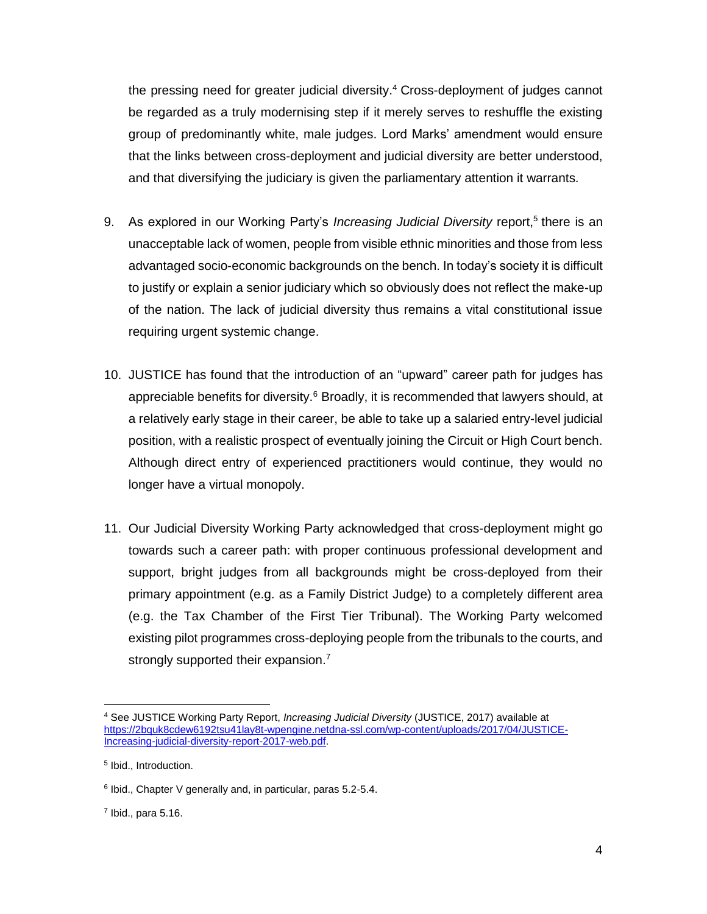the pressing need for greater judicial diversity.[4] Cross-deployment of judges cannot be regarded as a truly modernising step if it merely serves to reshuffle the existing group of predominantly white, male judges. Lord Marks' amendment would ensure that the links between cross-deployment and judicial diversity are better understood, and that diversifying the judiciary is given the parliamentary attention it warrants.

9. As explored in our Working Party's *Increasing Judicial Diversity* report,[5] there is an unacceptable lack of women, people from visible ethnic minorities and those from less advantaged socio-economic backgrounds on the bench. In today's society it is difficult to justify or explain a senior judiciary which so obviously does not reflect the make-up of the nation. The lack of judicial diversity thus remains a vital constitutional issue requiring urgent systemic change.

10. JUSTICE has found that the introduction of an "upward" career path for judges has appreciable benefits for diversity.[6] Broadly, it is recommended that lawyers should, at a relatively early stage in their career, be able to take up a salaried entry-level judicial position, with a realistic prospect of eventually joining the Circuit or High Court bench. Although direct entry of experienced practitioners would continue, they would no longer have a virtual monopoly.

11. Our Judicial Diversity Working Party acknowledged that cross-deployment might go towards such a career path: with proper continuous professional development and support, bright judges from all backgrounds might be cross-deployed from their primary appointment (e.g. as a Family District Judge) to a completely different area (e.g. the Tax Chamber of the First Tier Tribunal). The Working Party welcomed existing pilot programmes cross-deploying people from the tribunals to the courts, and strongly supported their expansion.[7]

---

[4] See JUSTICE Working Party Report, *Increasing Judicial Diversity* (JUSTICE, 2017) available at https://2bquk8cdew6192tsu41lay8t-wpengine.netdna-ssl.com/wp-content/uploads/2017/04/JUSTICE-Increasing-judicial-diversity-report-2017-web.pdf.

[5] Ibid., Introduction.

[6] Ibid., Chapter V generally and, in particular, paras 5.2-5.4.

[7] Ibid., para 5.16.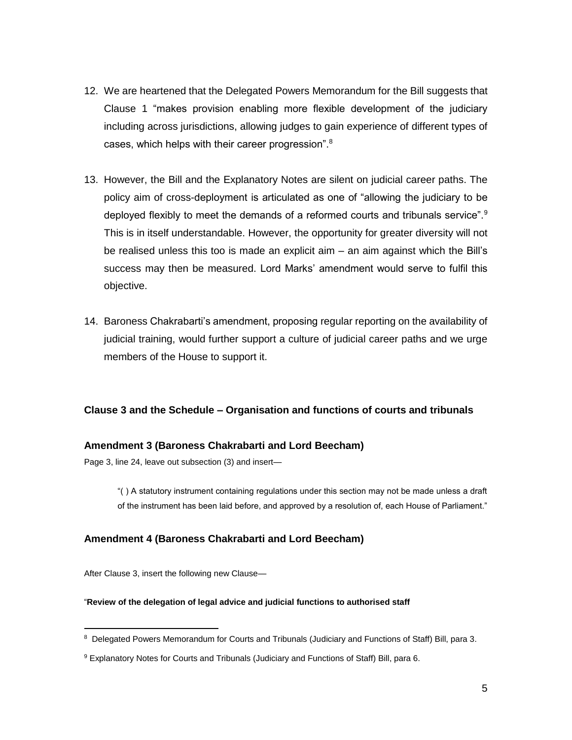12. We are heartened that the Delegated Powers Memorandum for the Bill suggests that Clause 1 "makes provision enabling more flexible development of the judiciary including across jurisdictions, allowing judges to gain experience of different types of cases, which helps with their career progression".[8]

13. However, the Bill and the Explanatory Notes are silent on judicial career paths. The policy aim of cross-deployment is articulated as one of "allowing the judiciary to be deployed flexibly to meet the demands of a reformed courts and tribunals service".[9] This is in itself understandable. However, the opportunity for greater diversity will not be realised unless this too is made an explicit aim – an aim against which the Bill's success may then be measured. Lord Marks' amendment would serve to fulfil this objective.

14. Baroness Chakrabarti's amendment, proposing regular reporting on the availability of judicial training, would further support a culture of judicial career paths and we urge members of the House to support it.

### Clause 3 and the Schedule – Organisation and functions of courts and tribunals

#### Amendment 3 (Baroness Chakrabarti and Lord Beecham)

Page 3, line 24, leave out subsection (3) and insert—

> "( ) A statutory instrument containing regulations under this section may not be made unless a draft of the instrument has been laid before, and approved by a resolution of, each House of Parliament."

#### Amendment 4 (Baroness Chakrabarti and Lord Beecham)

After Clause 3, insert the following new Clause—

"**Review of the delegation of legal advice and judicial functions to authorised staff**

[8] Delegated Powers Memorandum for Courts and Tribunals (Judiciary and Functions of Staff) Bill, para 3.

[9] Explanatory Notes for Courts and Tribunals (Judiciary and Functions of Staff) Bill, para 6.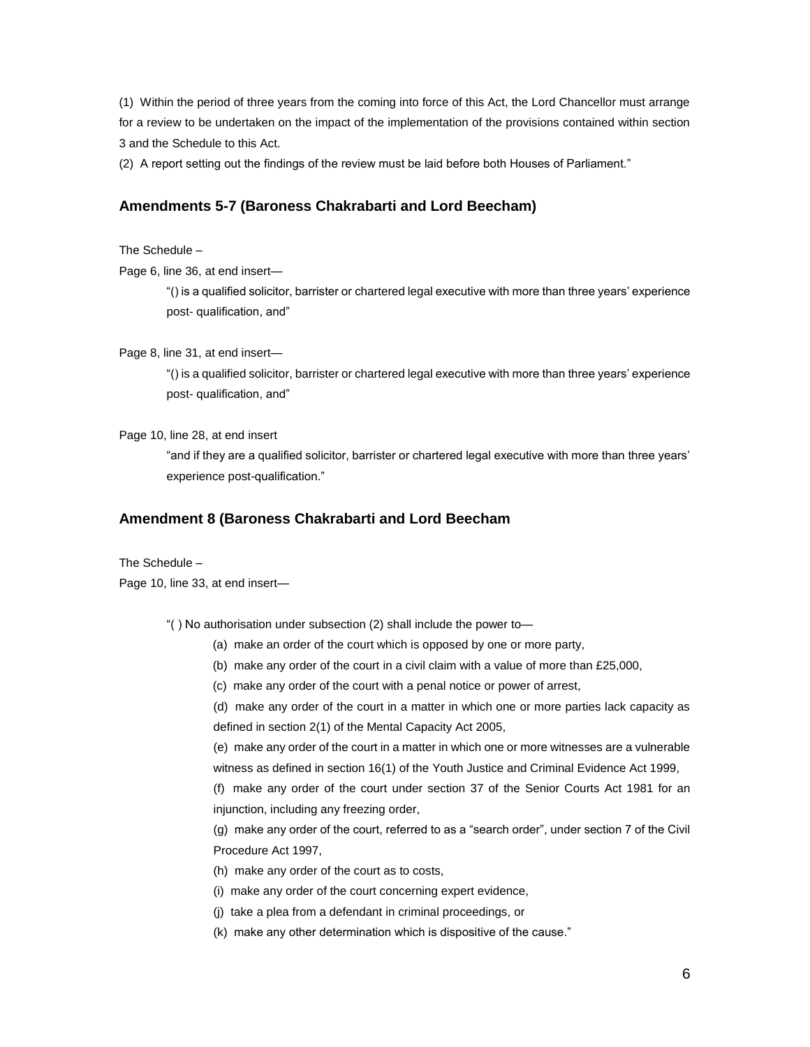(1) Within the period of three years from the coming into force of this Act, the Lord Chancellor must arrange for a review to be undertaken on the impact of the implementation of the provisions contained within section 3 and the Schedule to this Act.

(2) A report setting out the findings of the review must be laid before both Houses of Parliament."

### Amendments 5-7 (Baroness Chakrabarti and Lord Beecham)

The Schedule –

Page 6, line 36, at end insert—

> "() is a qualified solicitor, barrister or chartered legal executive with more than three years' experience post- qualification, and"

Page 8, line 31, at end insert—

> "() is a qualified solicitor, barrister or chartered legal executive with more than three years' experience post- qualification, and"

Page 10, line 28, at end insert

> "and if they are a qualified solicitor, barrister or chartered legal executive with more than three years' experience post-qualification."

### Amendment 8 (Baroness Chakrabarti and Lord Beecham

The Schedule –

Page 10, line 33, at end insert—

> "( ) No authorisation under subsection (2) shall include the power to—
>
> (a) make an order of the court which is opposed by one or more party,
>
> (b) make any order of the court in a civil claim with a value of more than £25,000,
>
> (c) make any order of the court with a penal notice or power of arrest,
>
> (d) make any order of the court in a matter in which one or more parties lack capacity as defined in section 2(1) of the Mental Capacity Act 2005,
>
> (e) make any order of the court in a matter in which one or more witnesses are a vulnerable witness as defined in section 16(1) of the Youth Justice and Criminal Evidence Act 1999,
>
> (f) make any order of the court under section 37 of the Senior Courts Act 1981 for an injunction, including any freezing order,
>
> (g) make any order of the court, referred to as a "search order", under section 7 of the Civil Procedure Act 1997,
>
> (h) make any order of the court as to costs,
>
> (i) make any order of the court concerning expert evidence,
>
> (j) take a plea from a defendant in criminal proceedings, or
>
> (k) make any other determination which is dispositive of the cause."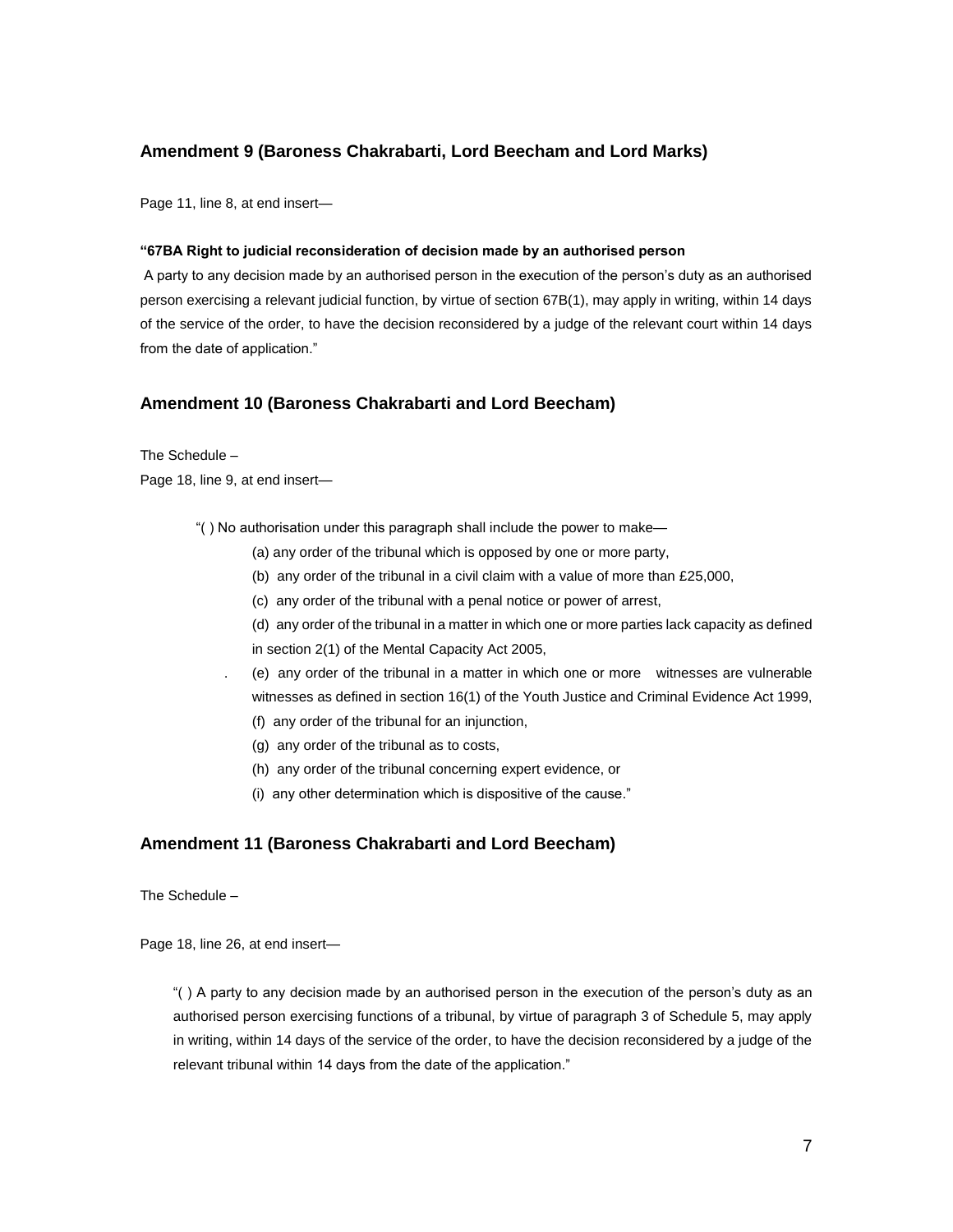## Amendment 9 (Baroness Chakrabarti, Lord Beecham and Lord Marks)

Page 11, line 8, at end insert—

**"67BA Right to judicial reconsideration of decision made by an authorised person**

A party to any decision made by an authorised person in the execution of the person's duty as an authorised person exercising a relevant judicial function, by virtue of section 67B(1), may apply in writing, within 14 days of the service of the order, to have the decision reconsidered by a judge of the relevant court within 14 days from the date of application."

## Amendment 10 (Baroness Chakrabarti and Lord Beecham)

The Schedule –

Page 18, line 9, at end insert—

"( ) No authorisation under this paragraph shall include the power to make—

(a) any order of the tribunal which is opposed by one or more party,

(b) any order of the tribunal in a civil claim with a value of more than £25,000,

(c) any order of the tribunal with a penal notice or power of arrest,

(d) any order of the tribunal in a matter in which one or more parties lack capacity as defined in section 2(1) of the Mental Capacity Act 2005,

(e) any order of the tribunal in a matter in which one or more witnesses are vulnerable witnesses as defined in section 16(1) of the Youth Justice and Criminal Evidence Act 1999,

(f) any order of the tribunal for an injunction,

(g) any order of the tribunal as to costs,

(h) any order of the tribunal concerning expert evidence, or

(i) any other determination which is dispositive of the cause."

## Amendment 11 (Baroness Chakrabarti and Lord Beecham)

The Schedule –

Page 18, line 26, at end insert—

"( ) A party to any decision made by an authorised person in the execution of the person's duty as an authorised person exercising functions of a tribunal, by virtue of paragraph 3 of Schedule 5, may apply in writing, within 14 days of the service of the order, to have the decision reconsidered by a judge of the relevant tribunal within 14 days from the date of the application."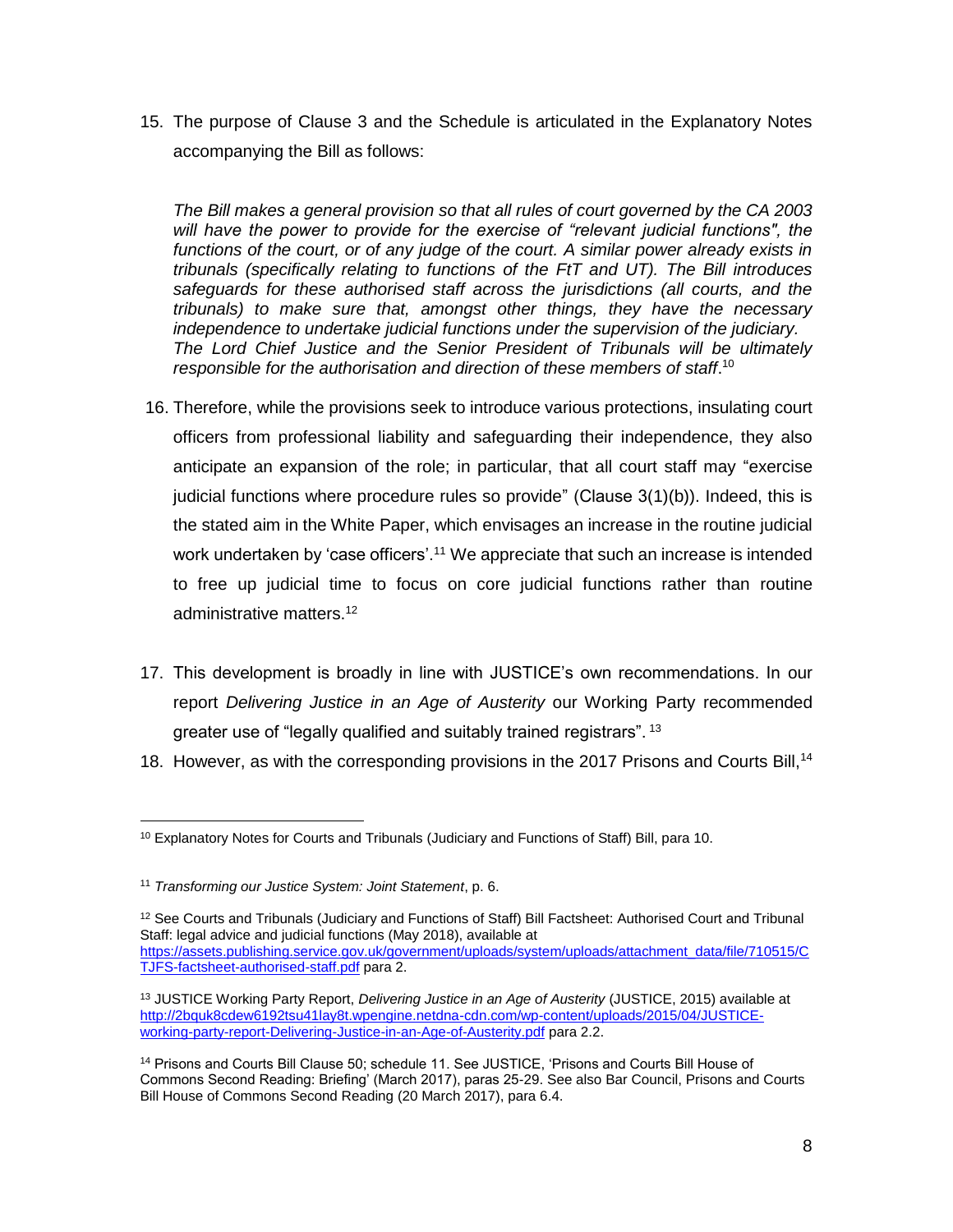15. The purpose of Clause 3 and the Schedule is articulated in the Explanatory Notes accompanying the Bill as follows:

    *The Bill makes a general provision so that all rules of court governed by the CA 2003 will have the power to provide for the exercise of "relevant judicial functions", the functions of the court, or of any judge of the court. A similar power already exists in tribunals (specifically relating to functions of the FtT and UT). The Bill introduces safeguards for these authorised staff across the jurisdictions (all courts, and the tribunals) to make sure that, amongst other things, they have the necessary independence to undertake judicial functions under the supervision of the judiciary. The Lord Chief Justice and the Senior President of Tribunals will be ultimately responsible for the authorisation and direction of these members of staff*.[10]

16. Therefore, while the provisions seek to introduce various protections, insulating court officers from professional liability and safeguarding their independence, they also anticipate an expansion of the role; in particular, that all court staff may "exercise judicial functions where procedure rules so provide" (Clause 3(1)(b)). Indeed, this is the stated aim in the White Paper, which envisages an increase in the routine judicial work undertaken by 'case officers'.[11] We appreciate that such an increase is intended to free up judicial time to focus on core judicial functions rather than routine administrative matters.[12]

17. This development is broadly in line with JUSTICE's own recommendations. In our report *Delivering Justice in an Age of Austerity* our Working Party recommended greater use of "legally qualified and suitably trained registrars". [13]

18. However, as with the corresponding provisions in the 2017 Prisons and Courts Bill,[14]

---

[10] Explanatory Notes for Courts and Tribunals (Judiciary and Functions of Staff) Bill, para 10.

[11] *Transforming our Justice System: Joint Statement*, p. 6.

[12] See Courts and Tribunals (Judiciary and Functions of Staff) Bill Factsheet: Authorised Court and Tribunal Staff: legal advice and judicial functions (May 2018), available at https://assets.publishing.service.gov.uk/government/uploads/system/uploads/attachment_data/file/710515/CTJFS-factsheet-authorised-staff.pdf para 2.

[13] JUSTICE Working Party Report, *Delivering Justice in an Age of Austerity* (JUSTICE, 2015) available at http://2bquk8cdew6192tsu41lay8t.wpengine.netdna-cdn.com/wp-content/uploads/2015/04/JUSTICE-working-party-report-Delivering-Justice-in-an-Age-of-Austerity.pdf para 2.2.

[14] Prisons and Courts Bill Clause 50; schedule 11. See JUSTICE, 'Prisons and Courts Bill House of Commons Second Reading: Briefing' (March 2017), paras 25-29. See also Bar Council, Prisons and Courts Bill House of Commons Second Reading (20 March 2017), para 6.4.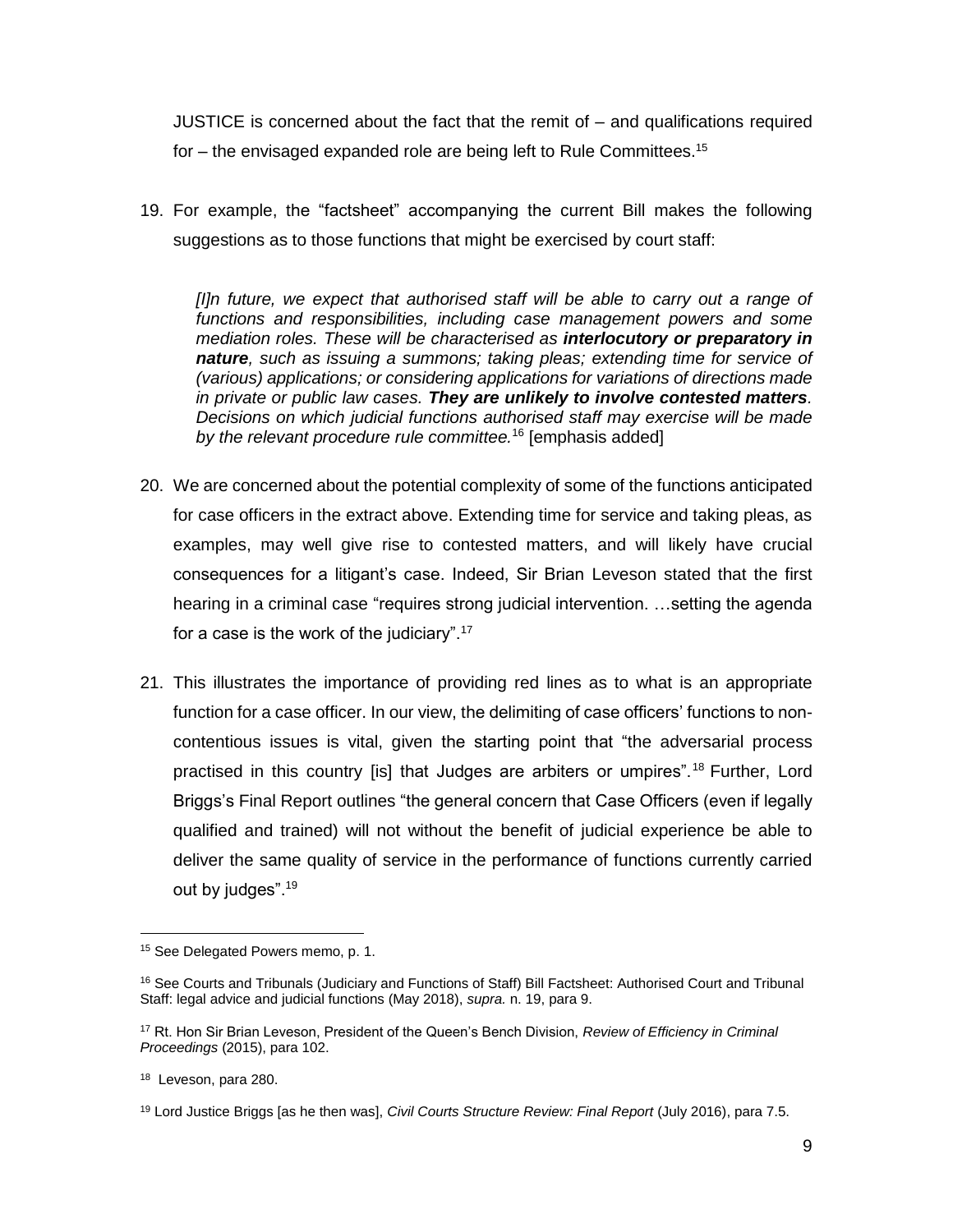JUSTICE is concerned about the fact that the remit of – and qualifications required for – the envisaged expanded role are being left to Rule Committees.[15]

19. For example, the "factsheet" accompanying the current Bill makes the following suggestions as to those functions that might be exercised by court staff:

> *[I]n future, we expect that authorised staff will be able to carry out a range of functions and responsibilities, including case management powers and some mediation roles. These will be characterised as* ***interlocutory or preparatory in nature****, such as issuing a summons; taking pleas; extending time for service of (various) applications; or considering applications for variations of directions made in private or public law cases.* ***They are unlikely to involve contested matters****. Decisions on which judicial functions authorised staff may exercise will be made by the relevant procedure rule committee.*[16] [emphasis added]

20. We are concerned about the potential complexity of some of the functions anticipated for case officers in the extract above. Extending time for service and taking pleas, as examples, may well give rise to contested matters, and will likely have crucial consequences for a litigant's case. Indeed, Sir Brian Leveson stated that the first hearing in a criminal case "requires strong judicial intervention. …setting the agenda for a case is the work of the judiciary".[17]

21. This illustrates the importance of providing red lines as to what is an appropriate function for a case officer. In our view, the delimiting of case officers' functions to non-contentious issues is vital, given the starting point that "the adversarial process practised in this country [is] that Judges are arbiters or umpires".[18] Further, Lord Briggs's Final Report outlines "the general concern that Case Officers (even if legally qualified and trained) will not without the benefit of judicial experience be able to deliver the same quality of service in the performance of functions currently carried out by judges".[19]

---

[15] See Delegated Powers memo, p. 1.

[16] See Courts and Tribunals (Judiciary and Functions of Staff) Bill Factsheet: Authorised Court and Tribunal Staff: legal advice and judicial functions (May 2018), *supra.* n. 19, para 9.

[17] Rt. Hon Sir Brian Leveson, President of the Queen's Bench Division, *Review of Efficiency in Criminal Proceedings* (2015), para 102.

[18] Leveson, para 280.

[19] Lord Justice Briggs [as he then was], *Civil Courts Structure Review: Final Report* (July 2016), para 7.5.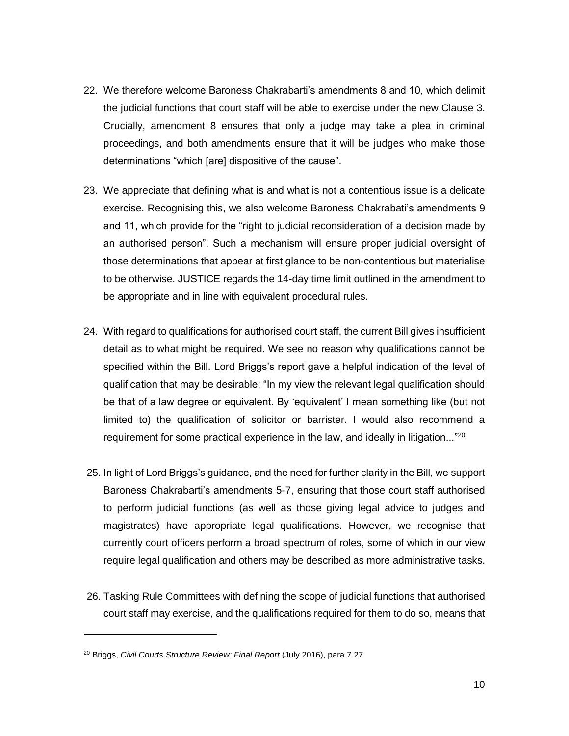22. We therefore welcome Baroness Chakrabarti's amendments 8 and 10, which delimit the judicial functions that court staff will be able to exercise under the new Clause 3. Crucially, amendment 8 ensures that only a judge may take a plea in criminal proceedings, and both amendments ensure that it will be judges who make those determinations "which [are] dispositive of the cause".

23. We appreciate that defining what is and what is not a contentious issue is a delicate exercise. Recognising this, we also welcome Baroness Chakrabati's amendments 9 and 11, which provide for the "right to judicial reconsideration of a decision made by an authorised person". Such a mechanism will ensure proper judicial oversight of those determinations that appear at first glance to be non-contentious but materialise to be otherwise. JUSTICE regards the 14-day time limit outlined in the amendment to be appropriate and in line with equivalent procedural rules.

24. With regard to qualifications for authorised court staff, the current Bill gives insufficient detail as to what might be required. We see no reason why qualifications cannot be specified within the Bill. Lord Briggs's report gave a helpful indication of the level of qualification that may be desirable: "In my view the relevant legal qualification should be that of a law degree or equivalent. By 'equivalent' I mean something like (but not limited to) the qualification of solicitor or barrister. I would also recommend a requirement for some practical experience in the law, and ideally in litigation..."[20]

25. In light of Lord Briggs's guidance, and the need for further clarity in the Bill, we support Baroness Chakrabarti's amendments 5-7, ensuring that those court staff authorised to perform judicial functions (as well as those giving legal advice to judges and magistrates) have appropriate legal qualifications. However, we recognise that currently court officers perform a broad spectrum of roles, some of which in our view require legal qualification and others may be described as more administrative tasks.

26. Tasking Rule Committees with defining the scope of judicial functions that authorised court staff may exercise, and the qualifications required for them to do so, means that

---

[20] Briggs, *Civil Courts Structure Review: Final Report* (July 2016), para 7.27.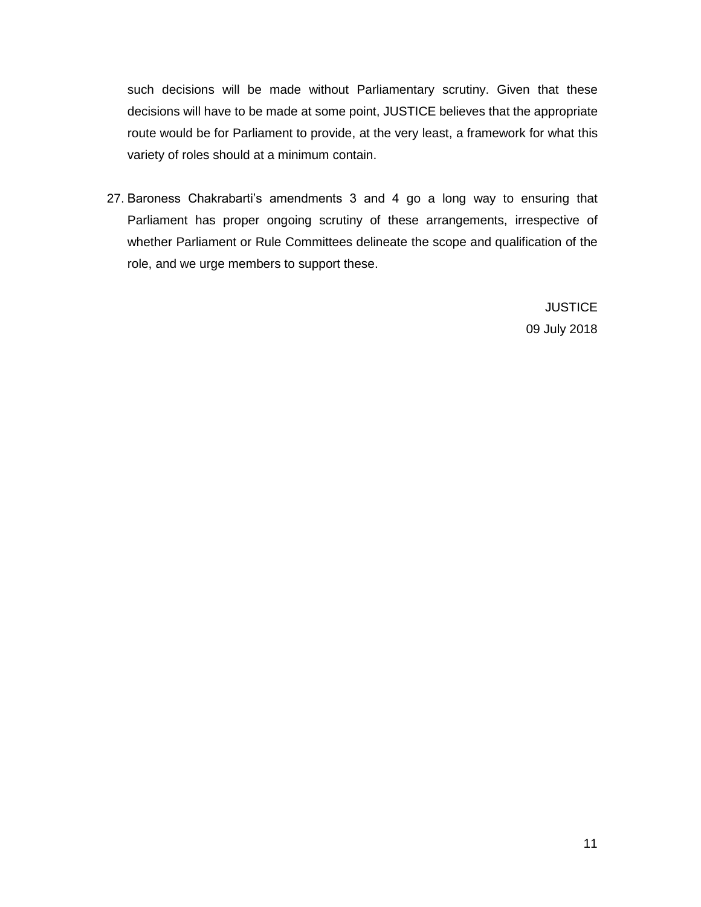such decisions will be made without Parliamentary scrutiny. Given that these decisions will have to be made at some point, JUSTICE believes that the appropriate route would be for Parliament to provide, at the very least, a framework for what this variety of roles should at a minimum contain.

27. Baroness Chakrabarti's amendments 3 and 4 go a long way to ensuring that Parliament has proper ongoing scrutiny of these arrangements, irrespective of whether Parliament or Rule Committees delineate the scope and qualification of the role, and we urge members to support these.

JUSTICE
09 July 2018